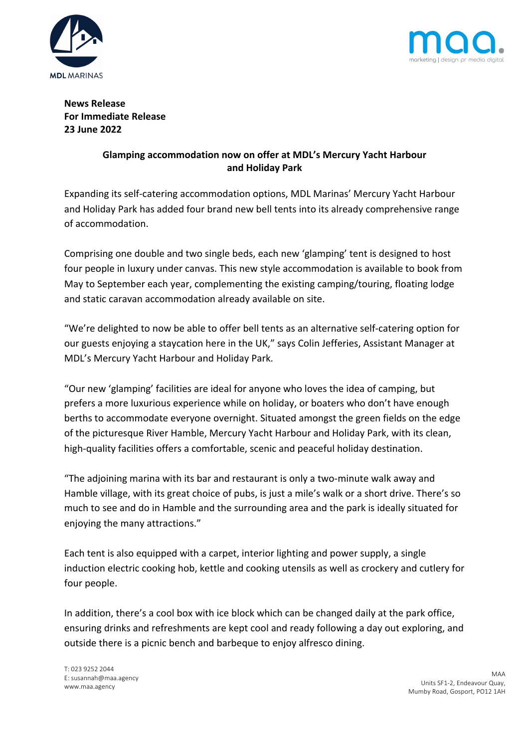**News Release**
**For Immediate Release**
**23 June 2022**

**Glamping accommodation now on offer at MDL's Mercury Yacht Harbour and Holiday Park**

Expanding its self-catering accommodation options, MDL Marinas' Mercury Yacht Harbour and Holiday Park has added four brand new bell tents into its already comprehensive range of accommodation.

Comprising one double and two single beds, each new 'glamping' tent is designed to host four people in luxury under canvas. This new style accommodation is available to book from May to September each year, complementing the existing camping/touring, floating lodge and static caravan accommodation already available on site.

"We're delighted to now be able to offer bell tents as an alternative self-catering option for our guests enjoying a staycation here in the UK," says Colin Jefferies, Assistant Manager at MDL's Mercury Yacht Harbour and Holiday Park.

"Our new 'glamping' facilities are ideal for anyone who loves the idea of camping, but prefers a more luxurious experience while on holiday, or boaters who don't have enough berths to accommodate everyone overnight. Situated amongst the green fields on the edge of the picturesque River Hamble, Mercury Yacht Harbour and Holiday Park, with its clean, high-quality facilities offers a comfortable, scenic and peaceful holiday destination.

"The adjoining marina with its bar and restaurant is only a two-minute walk away and Hamble village, with its great choice of pubs, is just a mile's walk or a short drive. There's so much to see and do in Hamble and the surrounding area and the park is ideally situated for enjoying the many attractions."

Each tent is also equipped with a carpet, interior lighting and power supply, a single induction electric cooking hob, kettle and cooking utensils as well as crockery and cutlery for four people.

In addition, there's a cool box with ice block which can be changed daily at the park office, ensuring drinks and refreshments are kept cool and ready following a day out exploring, and outside there is a picnic bench and barbeque to enjoy alfresco dining.

T: 023 9252 2044
E: susannah@maa.agency
www.maa.agency

MAA
Units SF1-2, Endeavour Quay,
Mumby Road, Gosport, PO12 1AH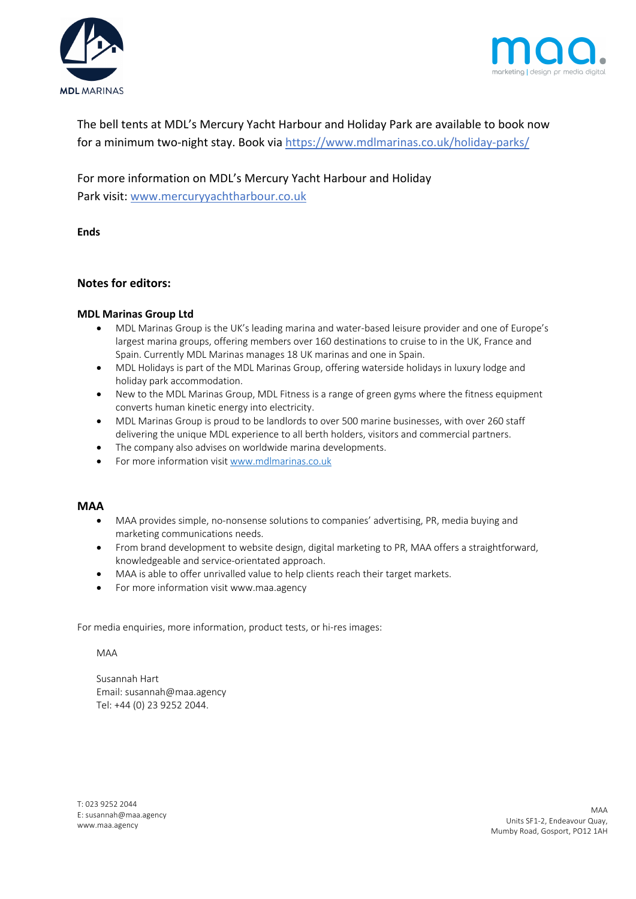The bell tents at MDL's Mercury Yacht Harbour and Holiday Park are available to book now for a minimum two-night stay. Book via https://www.mdlmarinas.co.uk/holiday-parks/

For more information on MDL's Mercury Yacht Harbour and Holiday Park visit: www.mercuryyachtharbour.co.uk

**Ends**

### Notes for editors:

**MDL Marinas Group Ltd**

- MDL Marinas Group is the UK's leading marina and water-based leisure provider and one of Europe's largest marina groups, offering members over 160 destinations to cruise to in the UK, France and Spain. Currently MDL Marinas manages 18 UK marinas and one in Spain.
- MDL Holidays is part of the MDL Marinas Group, offering waterside holidays in luxury lodge and holiday park accommodation.
- New to the MDL Marinas Group, MDL Fitness is a range of green gyms where the fitness equipment converts human kinetic energy into electricity.
- MDL Marinas Group is proud to be landlords to over 500 marine businesses, with over 260 staff delivering the unique MDL experience to all berth holders, visitors and commercial partners.
- The company also advises on worldwide marina developments.
- For more information visit www.mdlmarinas.co.uk

### MAA

- MAA provides simple, no-nonsense solutions to companies' advertising, PR, media buying and marketing communications needs.
- From brand development to website design, digital marketing to PR, MAA offers a straightforward, knowledgeable and service-orientated approach.
- MAA is able to offer unrivalled value to help clients reach their target markets.
- For more information visit www.maa.agency

For media enquiries, more information, product tests, or hi-res images:

MAA

Susannah Hart
Email: susannah@maa.agency
Tel: +44 (0) 23 9252 2044.